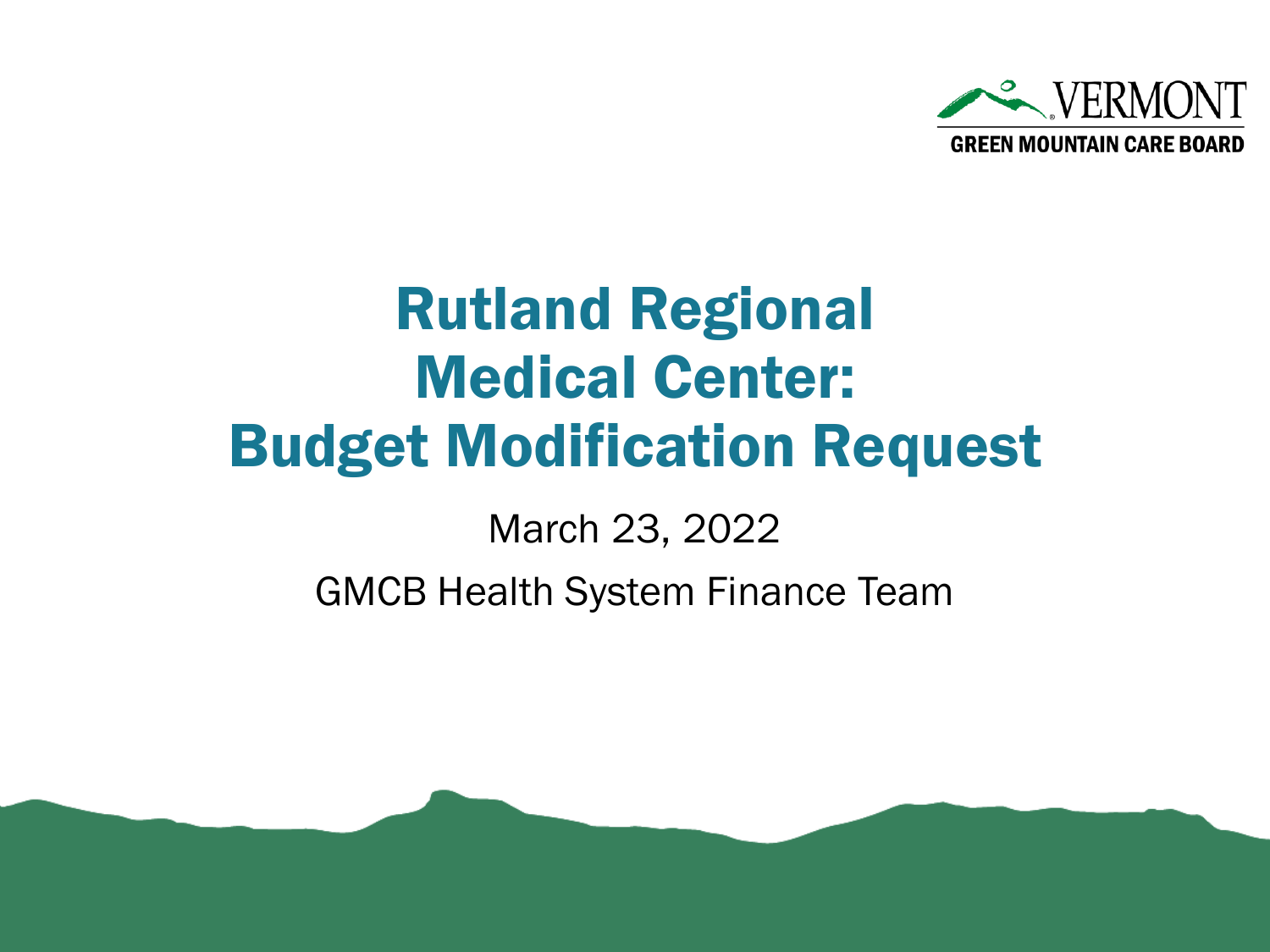# Rutland Regional Medical Center: Budget Modification Request

March 23, 2022

GMCB Health System Finance Team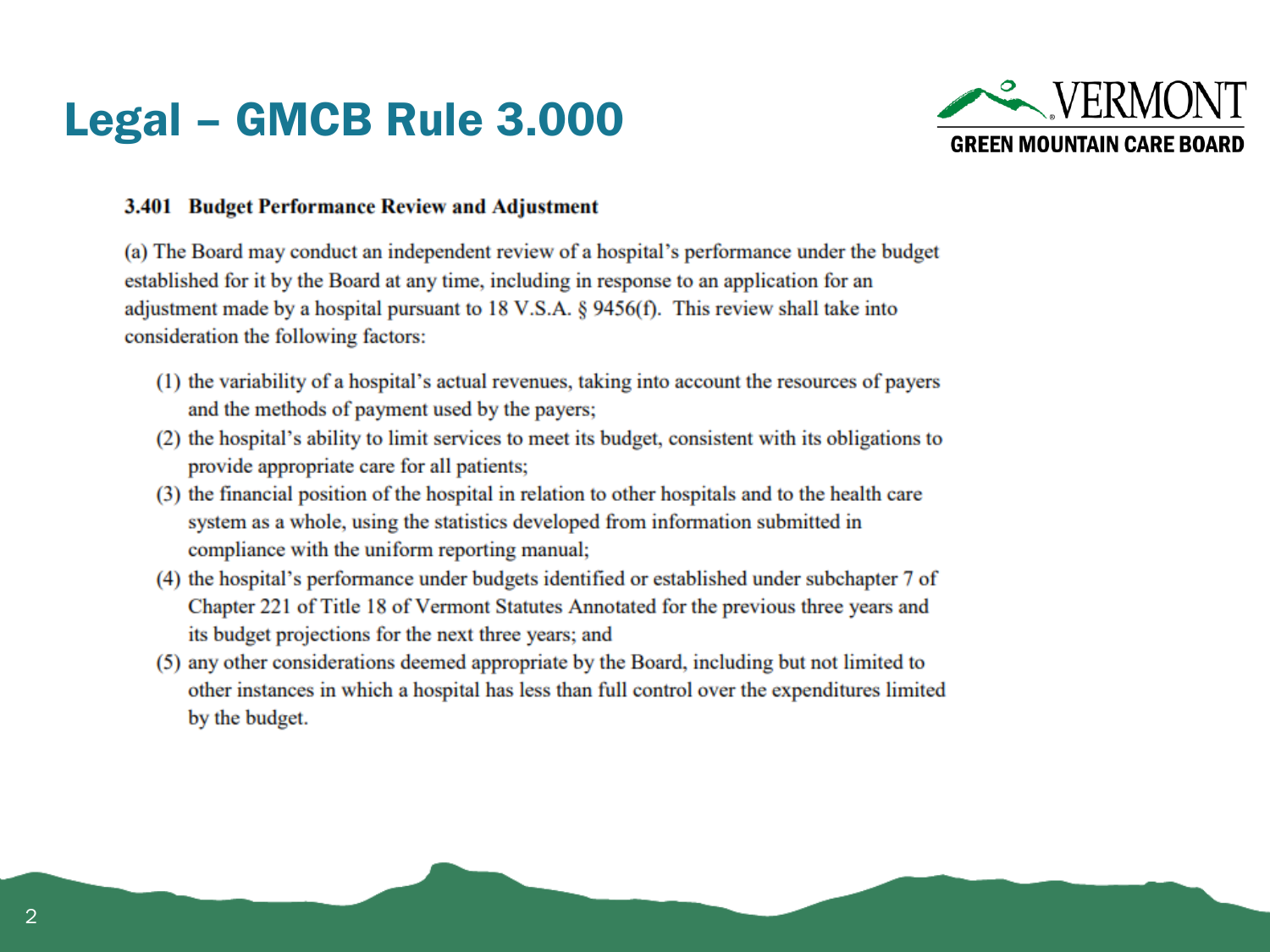# Legal – GMCB Rule 3.000

### 3.401 Budget Performance Review and Adjustment

(a) The Board may conduct an independent review of a hospital's performance under the budget established for it by the Board at any time, including in response to an application for an adjustment made by a hospital pursuant to 18 V.S.A. § 9456(f). This review shall take into consideration the following factors:

(1) the variability of a hospital's actual revenues, taking into account the resources of payers and the methods of payment used by the payers;

(2) the hospital's ability to limit services to meet its budget, consistent with its obligations to provide appropriate care for all patients;

(3) the financial position of the hospital in relation to other hospitals and to the health care system as a whole, using the statistics developed from information submitted in compliance with the uniform reporting manual;

(4) the hospital's performance under budgets identified or established under subchapter 7 of Chapter 221 of Title 18 of Vermont Statutes Annotated for the previous three years and its budget projections for the next three years; and

(5) any other considerations deemed appropriate by the Board, including but not limited to other instances in which a hospital has less than full control over the expenditures limited by the budget.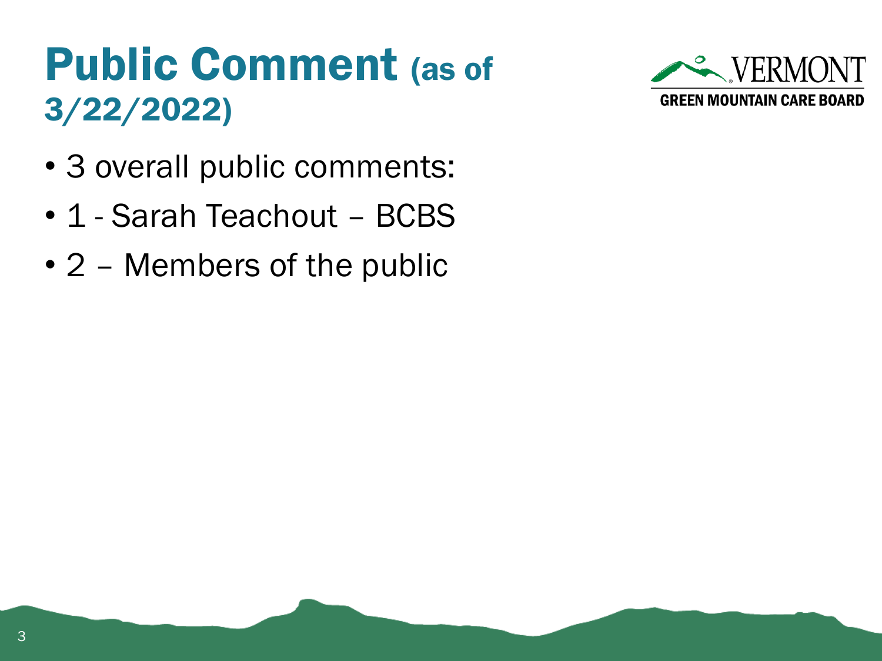# Public Comment (as of 3/22/2022)

- 3 overall public comments:
- 1 - Sarah Teachout – BCBS
- 2 – Members of the public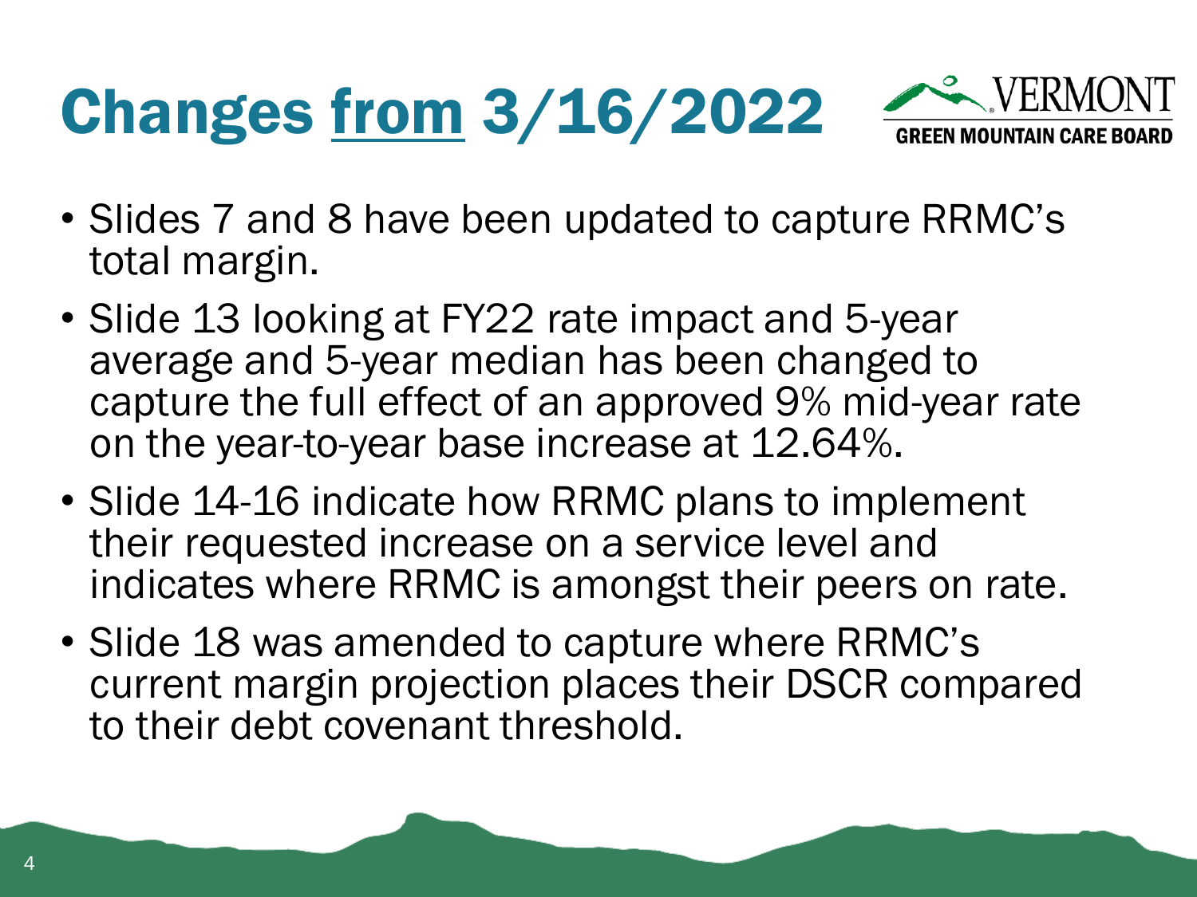# Changes from 3/16/2022

- Slides 7 and 8 have been updated to capture RRMC's total margin.
- Slide 13 looking at FY22 rate impact and 5-year average and 5-year median has been changed to capture the full effect of an approved 9% mid-year rate on the year-to-year base increase at 12.64%.
- Slide 14-16 indicate how RRMC plans to implement their requested increase on a service level and indicates where RRMC is amongst their peers on rate.
- Slide 18 was amended to capture where RRMC's current margin projection places their DSCR compared to their debt covenant threshold.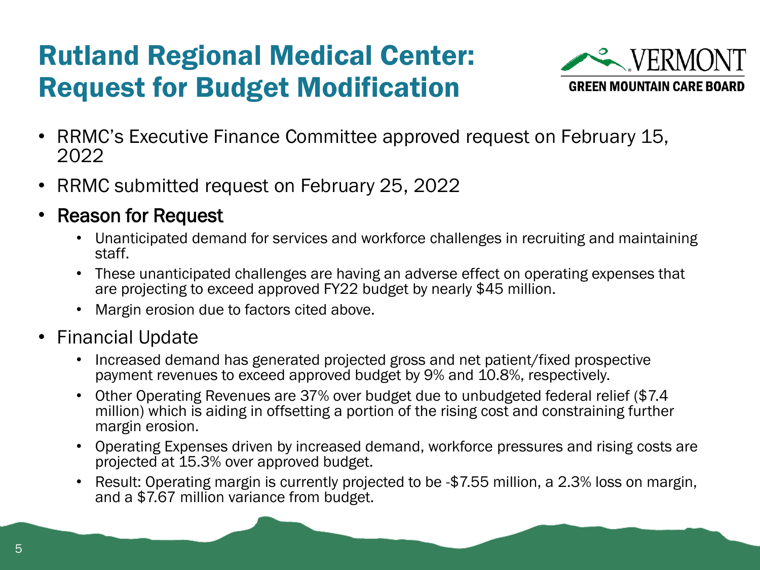# Rutland Regional Medical Center: Request for Budget Modification

- RRMC's Executive Finance Committee approved request on February 15, 2022
- RRMC submitted request on February 25, 2022
- **Reason for Request**
  - Unanticipated demand for services and workforce challenges in recruiting and maintaining staff.
  - These unanticipated challenges are having an adverse effect on operating expenses that are projecting to exceed approved FY22 budget by nearly $45 million.
  - Margin erosion due to factors cited above.
- Financial Update
  - Increased demand has generated projected gross and net patient/fixed prospective payment revenues to exceed approved budget by 9% and 10.8%, respectively.
  - Other Operating Revenues are 37% over budget due to unbudgeted federal relief ($7.4 million) which is aiding in offsetting a portion of the rising cost and constraining further margin erosion.
  - Operating Expenses driven by increased demand, workforce pressures and rising costs are projected at 15.3% over approved budget.
  - Result: Operating margin is currently projected to be -$7.55 million, a 2.3% loss on margin, and a $7.67 million variance from budget.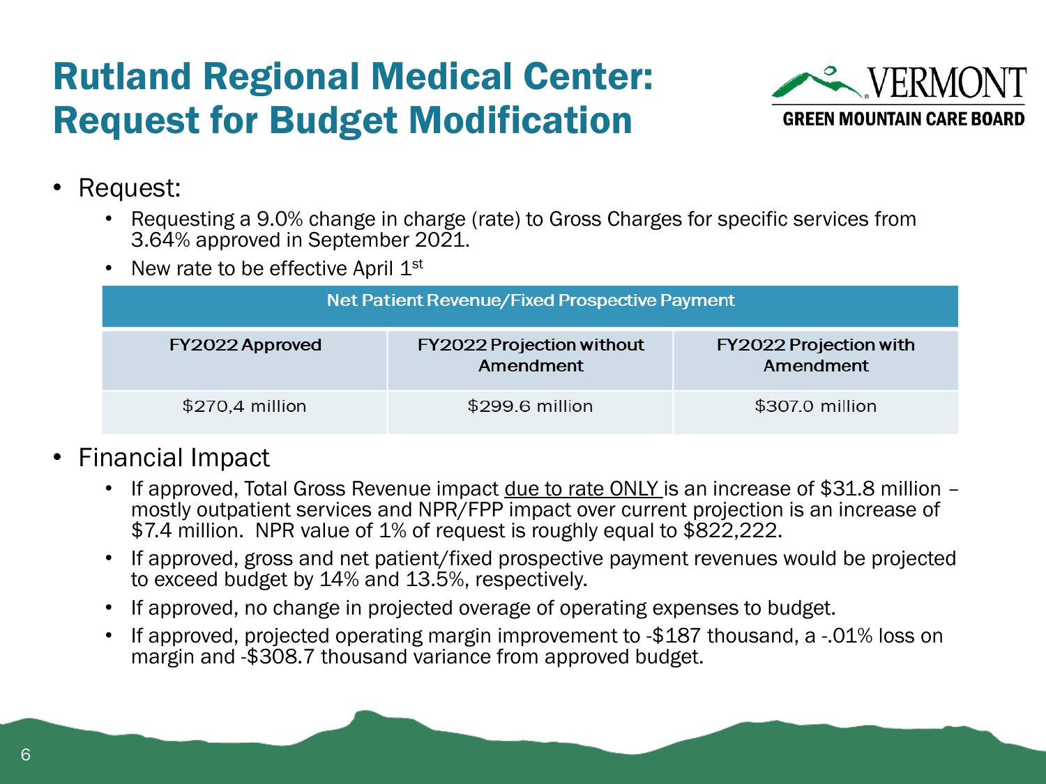# Rutland Regional Medical Center: Request for Budget Modification

VERMONT GREEN MOUNTAIN CARE BOARD

- Request:
  - Requesting a 9.0% change in charge (rate) to Gross Charges for specific services from 3.64% approved in September 2021.
  - New rate to be effective April 1st

| Net Patient Revenue/Fixed Prospective Payment | | |
|---|---|---|
| FY2022 Approved | FY2022 Projection without Amendment | FY2022 Projection with Amendment |
| $270,4 million | $299.6 million | $307.0 million |

- Financial Impact
  - If approved, Total Gross Revenue impact due to rate ONLY is an increase of $31.8 million – mostly outpatient services and NPR/FPP impact over current projection is an increase of $7.4 million. NPR value of 1% of request is roughly equal to $822,222.
  - If approved, gross and net patient/fixed prospective payment revenues would be projected to exceed budget by 14% and 13.5%, respectively.
  - If approved, no change in projected overage of operating expenses to budget.
  - If approved, projected operating margin improvement to -$187 thousand, a -.01% loss on margin and -$308.7 thousand variance from approved budget.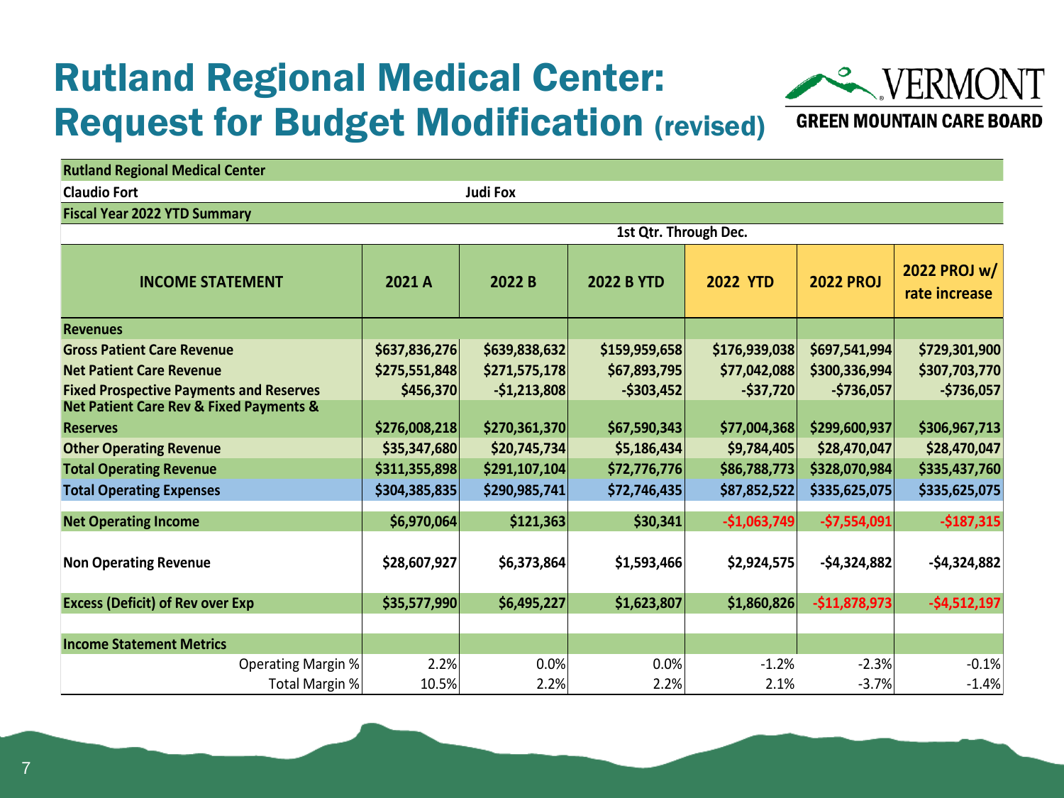# Rutland Regional Medical Center: Request for Budget Modification (revised)

VERMONT
GREEN MOUNTAIN CARE BOARD

| Rutland Regional Medical Center | | | | | | |
|---|---|---|---|---|---|---|
| Claudio Fort | | Judi Fox | | | | |
| Fiscal Year 2022 YTD Summary | | | | | | |
| | | | 1st Qtr. Through Dec. | | | |
| **INCOME STATEMENT** | **2021 A** | **2022 B** | **2022 B YTD** | **2022 YTD** | **2022 PROJ** | **2022 PROJ w/ rate increase** |
| **Revenues** | | | | | | |
| **Gross Patient Care Revenue** | $637,836,276 | $639,838,632 | $159,959,658 | $176,939,038 | $697,541,994 | $729,301,900 |
| **Net Patient Care Revenue** | $275,551,848 | $271,575,178 | $67,893,795 | $77,042,088 | $300,336,994 | $307,703,770 |
| **Fixed Prospective Payments and Reserves** | $456,370 | -$1,213,808 | -$303,452 | -$37,720 | -$736,057 | -$736,057 |
| **Net Patient Care Rev & Fixed Payments & Reserves** | $276,008,218 | $270,361,370 | $67,590,343 | $77,004,368 | $299,600,937 | $306,967,713 |
| **Other Operating Revenue** | $35,347,680 | $20,745,734 | $5,186,434 | $9,784,405 | $28,470,047 | $28,470,047 |
| **Total Operating Revenue** | $311,355,898 | $291,107,104 | $72,776,776 | $86,788,773 | $328,070,984 | $335,437,760 |
| **Total Operating Expenses** | $304,385,835 | $290,985,741 | $72,746,435 | $87,852,522 | $335,625,075 | $335,625,075 |
| **Net Operating Income** | $6,970,064 | $121,363 | $30,341 | -$1,063,749 | -$7,554,091 | -$187,315 |
| **Non Operating Revenue** | $28,607,927 | $6,373,864 | $1,593,466 | $2,924,575 | -$4,324,882 | -$4,324,882 |
| **Excess (Deficit) of Rev over Exp** | $35,577,990 | $6,495,227 | $1,623,807 | $1,860,826 | -$11,878,973 | -$4,512,197 |
| **Income Statement Metrics** | | | | | | |
| Operating Margin % | 2.2% | 0.0% | 0.0% | -1.2% | -2.3% | -0.1% |
| Total Margin % | 10.5% | 2.2% | 2.2% | 2.1% | -3.7% | -1.4% |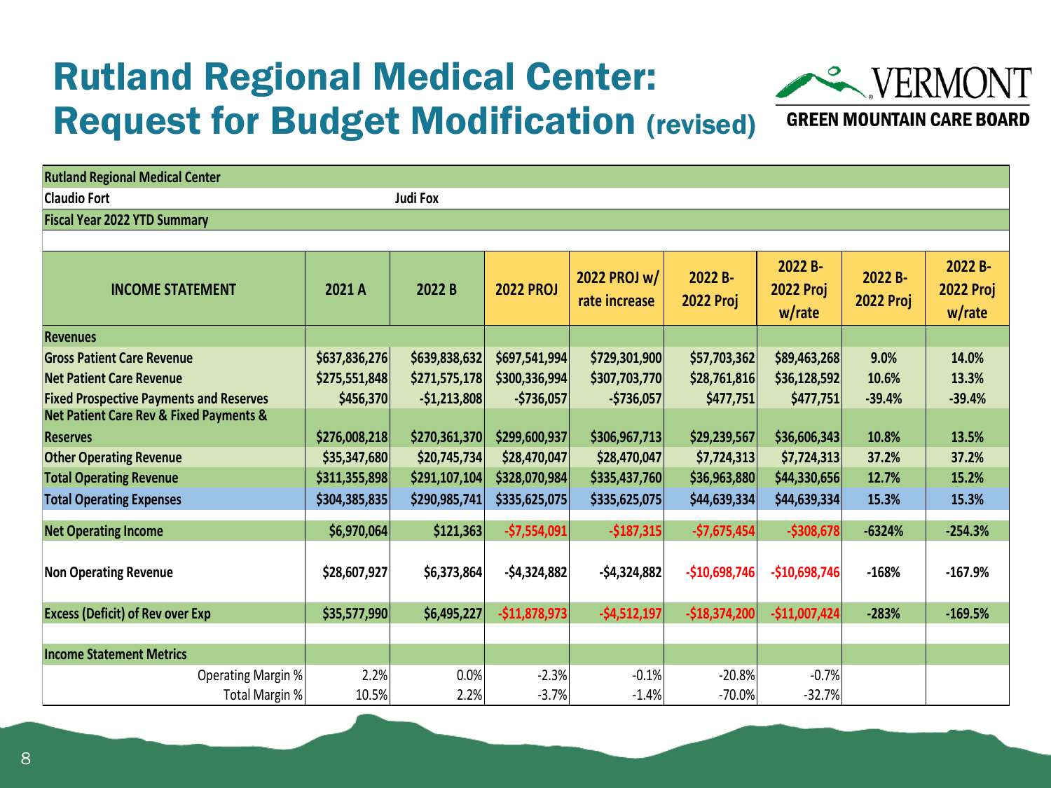# Rutland Regional Medical Center: Request for Budget Modification (revised)

VERMONT GREEN MOUNTAIN CARE BOARD

**Rutland Regional Medical Center**

**Claudio Fort** **Judi Fox**

**Fiscal Year 2022 YTD Summary**

| INCOME STATEMENT | 2021 A | 2022 B | 2022 PROJ | 2022 PROJ w/ rate increase | 2022 B-2022 Proj | 2022 B-2022 Proj w/rate | 2022 B-2022 Proj | 2022 B-2022 Proj w/rate |
|---|---|---|---|---|---|---|---|---|
| **Revenues** | | | | | | | | |
| **Gross Patient Care Revenue** | $637,836,276 | $639,838,632 | $697,541,994 | $729,301,900 | $57,703,362 | $89,463,268 | 9.0% | 14.0% |
| **Net Patient Care Revenue** | $275,551,848 | $271,575,178 | $300,336,994 | $307,703,770 | $28,761,816 | $36,128,592 | 10.6% | 13.3% |
| **Fixed Prospective Payments and Reserves** | $456,370 | -$1,213,808 | -$736,057 | -$736,057 | $477,751 | $477,751 | -39.4% | -39.4% |
| **Net Patient Care Rev & Fixed Payments & Reserves** | $276,008,218 | $270,361,370 | $299,600,937 | $306,967,713 | $29,239,567 | $36,606,343 | 10.8% | 13.5% |
| **Other Operating Revenue** | $35,347,680 | $20,745,734 | $28,470,047 | $28,470,047 | $7,724,313 | $7,724,313 | 37.2% | 37.2% |
| **Total Operating Revenue** | $311,355,898 | $291,107,104 | $328,070,984 | $335,437,760 | $36,963,880 | $44,330,656 | 12.7% | 15.2% |
| **Total Operating Expenses** | $304,385,835 | $290,985,741 | $335,625,075 | $335,625,075 | $44,639,334 | $44,639,334 | 15.3% | 15.3% |
| **Net Operating Income** | $6,970,064 | $121,363 | -$7,554,091 | -$187,315 | -$7,675,454 | -$308,678 | -6324% | -254.3% |
| **Non Operating Revenue** | $28,607,927 | $6,373,864 | -$4,324,882 | -$4,324,882 | -$10,698,746 | -$10,698,746 | -168% | -167.9% |
| **Excess (Deficit) of Rev over Exp** | $35,577,990 | $6,495,227 | -$11,878,973 | -$4,512,197 | -$18,374,200 | -$11,007,424 | -283% | -169.5% |
| **Income Statement Metrics** | | | | | | | | |
| Operating Margin % | 2.2% | 0.0% | -2.3% | -0.1% | -20.8% | -0.7% | | |
| Total Margin % | 10.5% | 2.2% | -3.7% | -1.4% | -70.0% | -32.7% | | |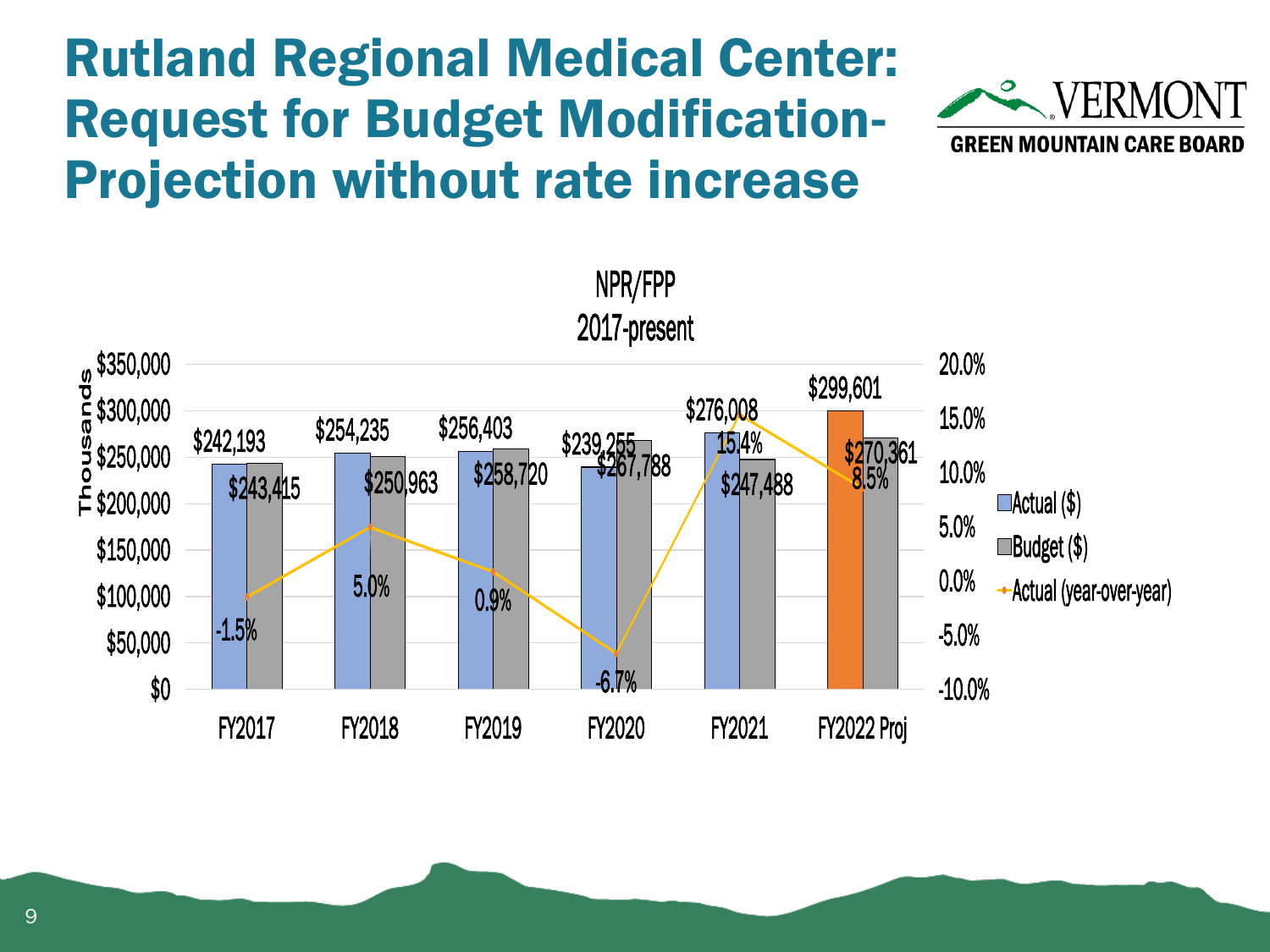# Rutland Regional Medical Center: Request for Budget Modification- Projection without rate increase

VERMONT
GREEN MOUNTAIN CARE BOARD

NPR/FPP
2017-present

Thousands

| | Actual ($) | Budget ($) | Actual (year-over-year) |
|---|---|---|---|
| FY2017 | $242,193 | $243,415 | -1.5% |
| FY2018 | $254,235 | $250,963 | 5.0% |
| FY2019 | $256,403 | $258,720 | 0.9% |
| FY2020 | $239,255 | $267,788 | -6.7% |
| FY2021 | $276,008 | $247,488 | 15.4% |
| FY2022 Proj | $299,601 | $270,361 | 8.5% |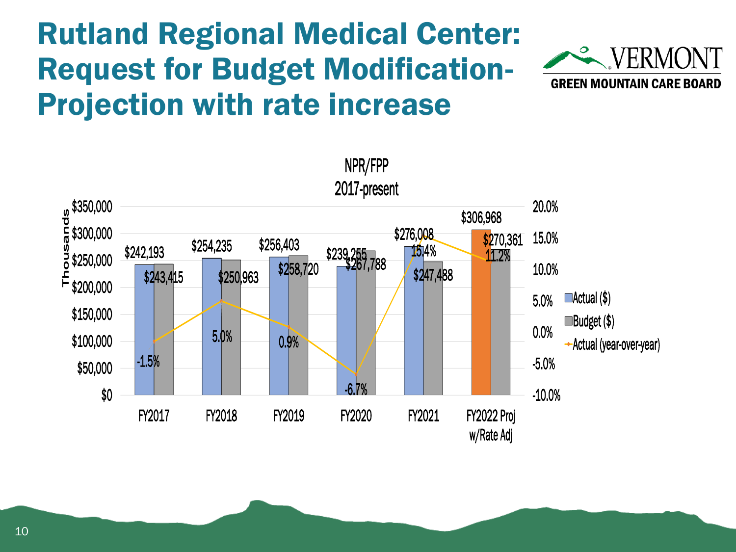# Rutland Regional Medical Center: Request for Budget Modification-Projection with rate increase

NPR/FPP
2017-present

| | Actual ($) (Thousands) | Budget ($) (Thousands) | Actual (year-over-year) |
|---|---|---|---|
| FY2017 | $242,193 | $243,415 | -1.5% |
| FY2018 | $254,235 | $250,963 | 5.0% |
| FY2019 | $256,403 | $258,720 | 0.9% |
| FY2020 | $239,255 | $267,788 | -6.7% |
| FY2021 | $276,008 | $247,488 | 15.4% |
| FY2022 Proj w/Rate Adj | $306,968 | $270,361 | 11.2% |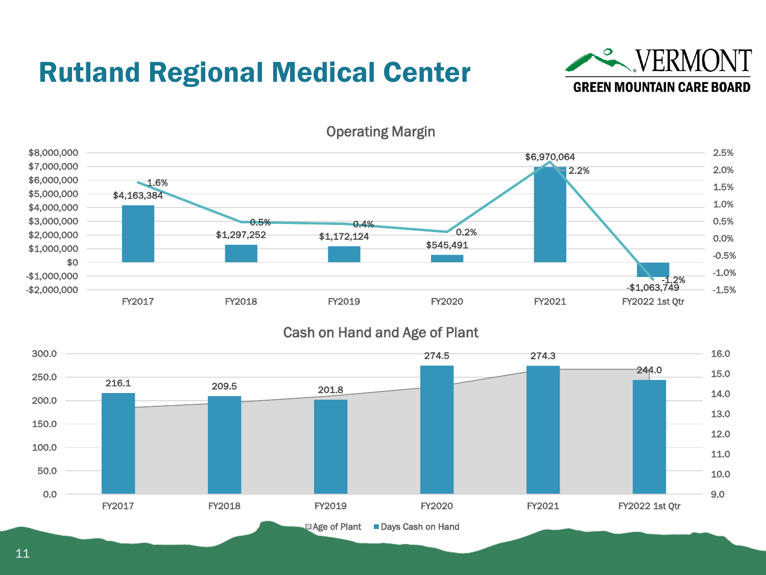# Rutland Regional Medical Center

VERMONT GREEN MOUNTAIN CARE BOARD

## Operating Margin

| | FY2017 | FY2018 | FY2019 | FY2020 | FY2021 | FY2022 1st Qtr |
|---|---|---|---|---|---|---|
| Operating Margin ($) | $4,163,384 | $1,297,252 | $1,172,124 | $545,491 | $6,970,064 | -$1,063,749 |
| Operating Margin (%) | 1.6% | 0.5% | 0.4% | 0.2% | 2.2% | -1.2% |

## Cash on Hand and Age of Plant

| | FY2017 | FY2018 | FY2019 | FY2020 | FY2021 | FY2022 1st Qtr |
|---|---|---|---|---|---|---|
| Days Cash on Hand | 216.1 | 209.5 | 201.8 | 274.5 | 274.3 | 244.0 |

Age of Plant ■ Days Cash on Hand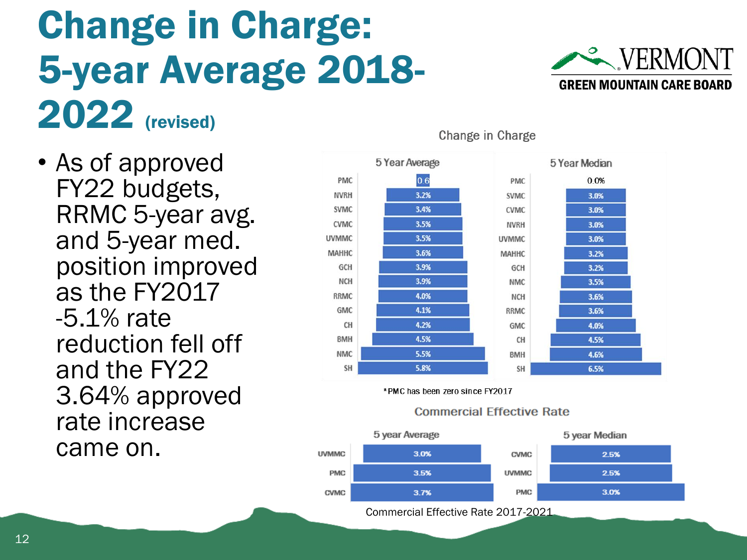# Change in Charge: 5-year Average 2018-2022 (revised)

- As of approved FY22 budgets, RRMC 5-year avg. and 5-year med. position improved as the FY2017 -5.1% rate reduction fell off and the FY22 3.64% approved rate increase came on.

**Change in Charge**

| 5 Year Average | | 5 Year Median | |
|---|---|---|---|
| PMC | 0.6 | PMC | 0.0% |
| NVRH | 3.2% | SVMC | 3.0% |
| SVMC | 3.4% | CVMC | 3.0% |
| CVMC | 3.5% | NVRH | 3.0% |
| UVMMC | 3.5% | UVMMC | 3.0% |
| MAHHC | 3.6% | MAHHC | 3.2% |
| GCH | 3.9% | GCH | 3.2% |
| NCH | 3.9% | NMC | 3.5% |
| RRMC | 4.0% | NCH | 3.6% |
| GMC | 4.1% | RRMC | 3.6% |
| CH | 4.2% | GMC | 4.0% |
| BMH | 4.5% | CH | 4.5% |
| NMC | 5.5% | BMH | 4.6% |
| SH | 5.8% | SH | 6.5% |

*PMC has been zero since FY2017

**Commercial Effective Rate**

| 5 year Average | | 5 year Median | |
|---|---|---|---|
| UVMMC | 3.0% | CVMC | 2.5% |
| PMC | 3.5% | UVMMC | 2.5% |
| CVMC | 3.7% | PMC | 3.0% |

Commercial Effective Rate 2017-2021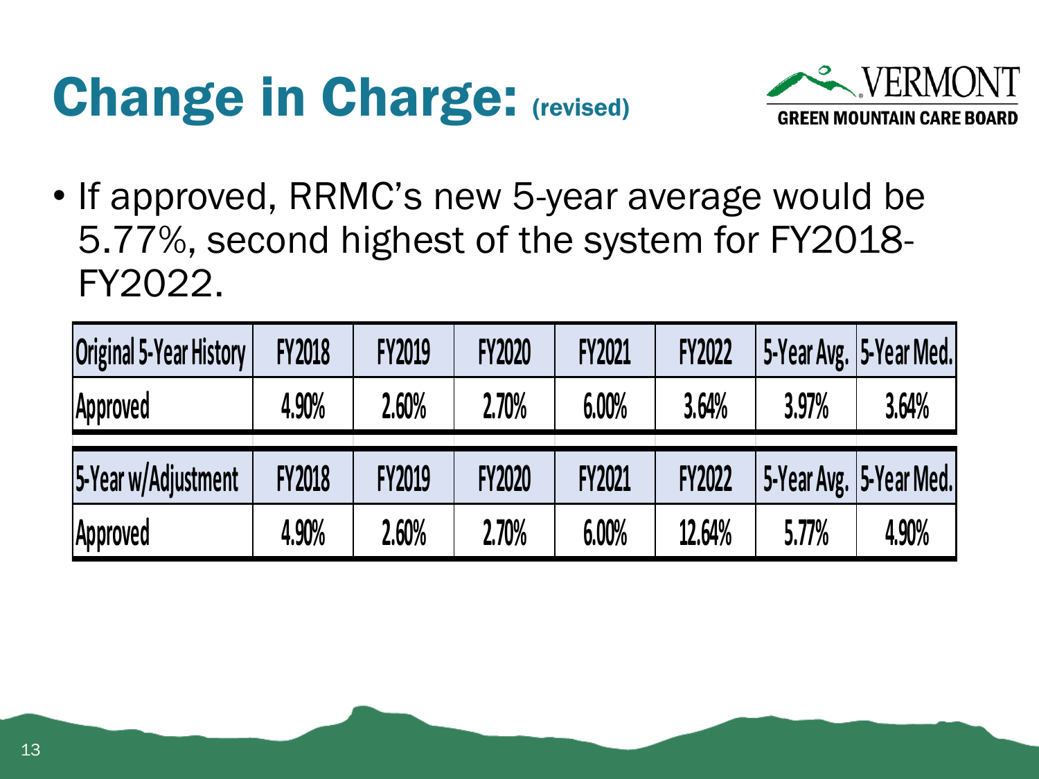# Change in Charge: (revised)

VERMONT GREEN MOUNTAIN CARE BOARD

- If approved, RRMC's new 5-year average would be 5.77%, second highest of the system for FY2018-FY2022.

| Original 5-Year History | FY2018 | FY2019 | FY2020 | FY2021 | FY2022 | 5-Year Avg. | 5-Year Med. |
|---|---|---|---|---|---|---|---|
| Approved | 4.90% | 2.60% | 2.70% | 6.00% | 3.64% | 3.97% | 3.64% |

| 5-Year w/Adjustment | FY2018 | FY2019 | FY2020 | FY2021 | FY2022 | 5-Year Avg. | 5-Year Med. |
|---|---|---|---|---|---|---|---|
| Approved | 4.90% | 2.60% | 2.70% | 6.00% | 12.64% | 5.77% | 4.90% |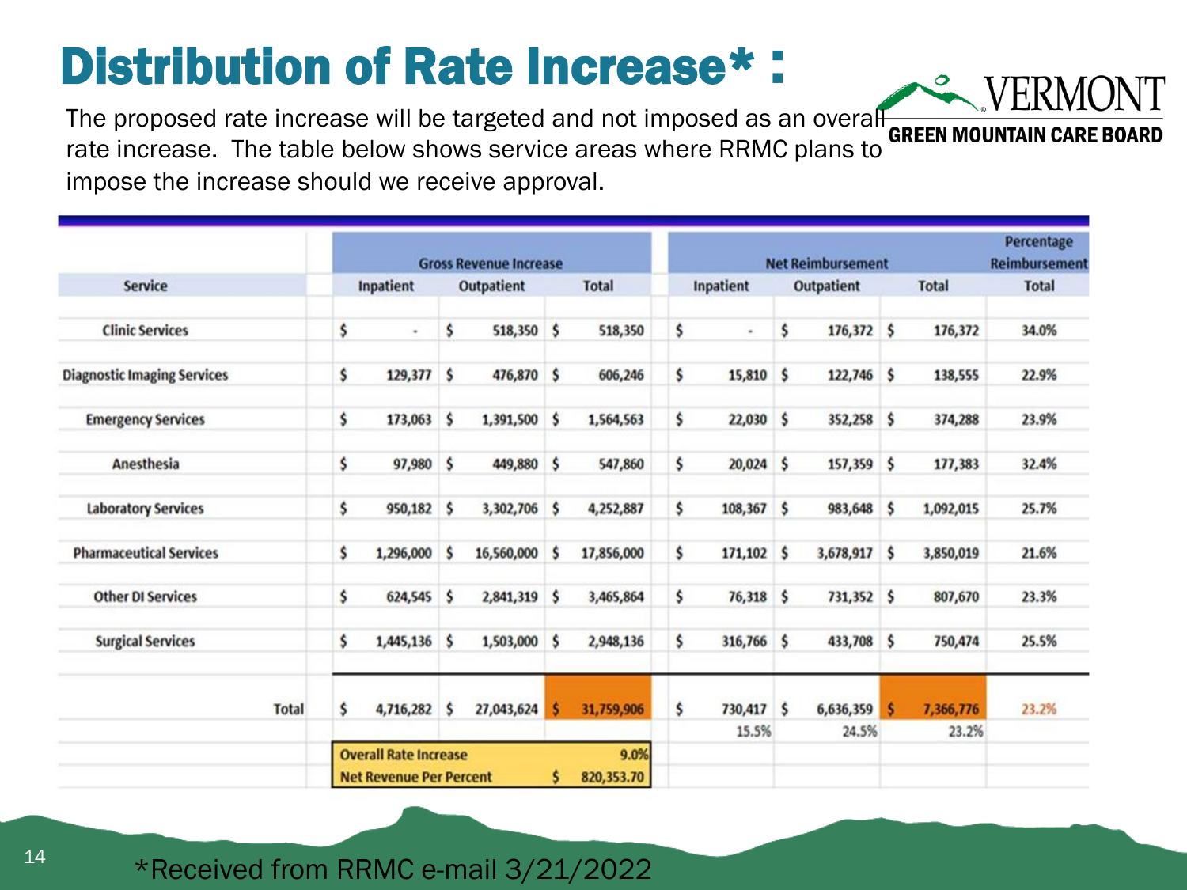# Distribution of Rate Increase* :

The proposed rate increase will be targeted and not imposed as an overall rate increase. The table below shows service areas where RRMC plans to impose the increase should we receive approval.

VERMONT GREEN MOUNTAIN CARE BOARD

| Service | Gross Revenue Increase | | | Net Reimbursement | | | Percentage Reimbursement |
|---|---|---|---|---|---|---|---|
| | Inpatient | Outpatient | Total | Inpatient | Outpatient | Total | Total |
| Clinic Services | $ - | $ 518,350 | $ 518,350 | $ - | $ 176,372 | $ 176,372 | 34.0% |
| Diagnostic Imaging Services | $ 129,377 | $ 476,870 | $ 606,246 | $ 15,810 | $ 122,746 | $ 138,555 | 22.9% |
| Emergency Services | $ 173,063 | $ 1,391,500 | $ 1,564,563 | $ 22,030 | $ 352,258 | $ 374,288 | 23.9% |
| Anesthesia | $ 97,980 | $ 449,880 | $ 547,860 | $ 20,024 | $ 157,359 | $ 177,383 | 32.4% |
| Laboratory Services | $ 950,182 | $ 3,302,706 | $ 4,252,887 | $ 108,367 | $ 983,648 | $ 1,092,015 | 25.7% |
| Pharmaceutical Services | $ 1,296,000 | $ 16,560,000 | $ 17,856,000 | $ 171,102 | $ 3,678,917 | $ 3,850,019 | 21.6% |
| Other DI Services | $ 624,545 | $ 2,841,319 | $ 3,465,864 | $ 76,318 | $ 731,352 | $ 807,670 | 23.3% |
| Surgical Services | $ 1,445,136 | $ 1,503,000 | $ 2,948,136 | $ 316,766 | $ 433,708 | $ 750,474 | 25.5% |
| Total | $ 4,716,282 | $ 27,043,624 | $ 31,759,906 | $ 730,417 | $ 6,636,359 | $ 7,366,776 | 23.2% |
| | | | | 15.5% | 24.5% | 23.2% | |
| | Overall Rate Increase | | 9.0% | | | | |
| | Net Revenue Per Percent | | $ 820,353.70 | | | | |

*Received from RRMC e-mail 3/21/2022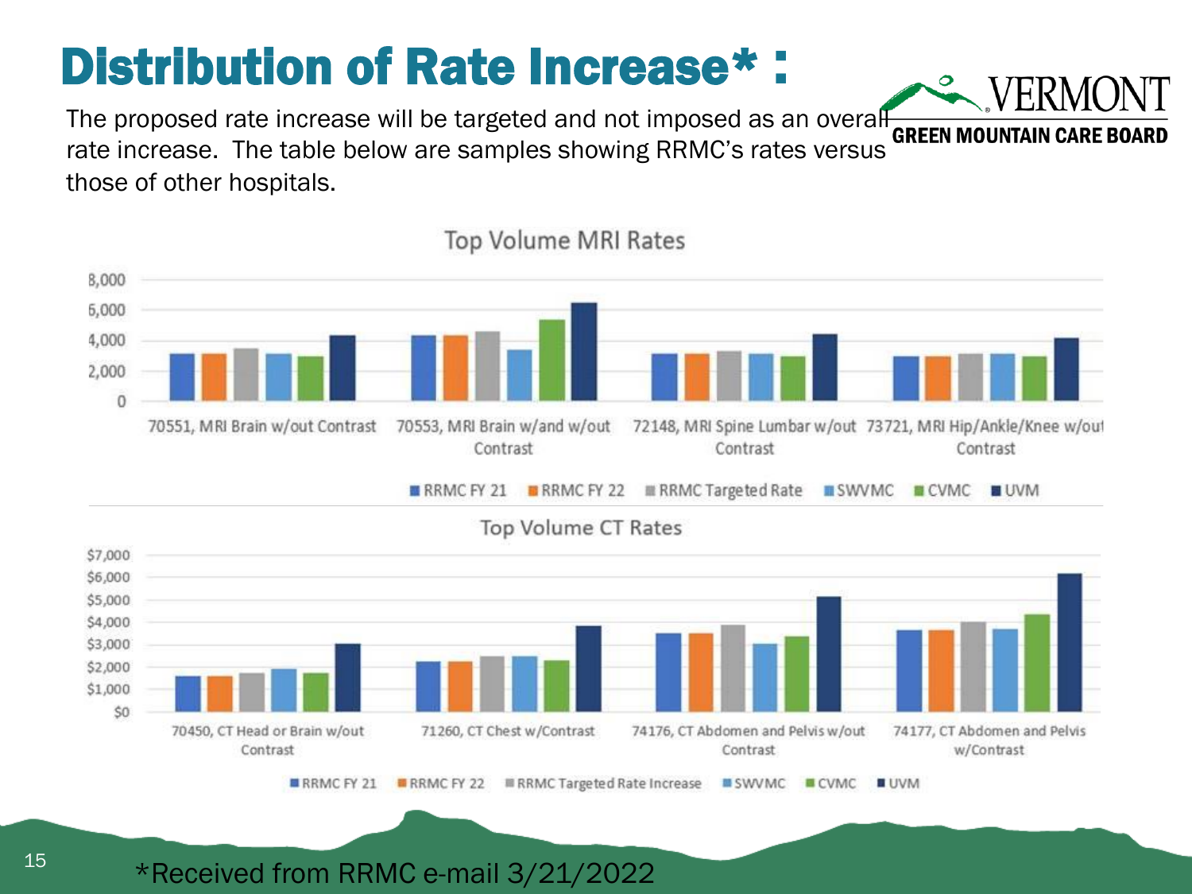# Distribution of Rate Increase* :

The proposed rate increase will be targeted and not imposed as an overall rate increase. The table below are samples showing RRMC's rates versus those of other hospitals.

**Top Volume MRI Rates**

Categories: 70551, MRI Brain w/out Contrast; 70553, MRI Brain w/and w/out Contrast; 72148, MRI Spine Lumbar w/out Contrast; 73721, MRI Hip/Ankle/Knee w/out Contrast

Legend: RRMC FY 21, RRMC FY 22, RRMC Targeted Rate, SWVMC, CVMC, UVM

**Top Volume CT Rates**

Categories: 70450, CT Head or Brain w/out Contrast; 71260, CT Chest w/Contrast; 74176, CT Abdomen and Pelvis w/out Contrast; 74177, CT Abdomen and Pelvis w/Contrast

Legend: RRMC FY 21, RRMC FY 22, RRMC Targeted Rate Increase, SWVMC, CVMC, UVM

*Received from RRMC e-mail 3/21/2022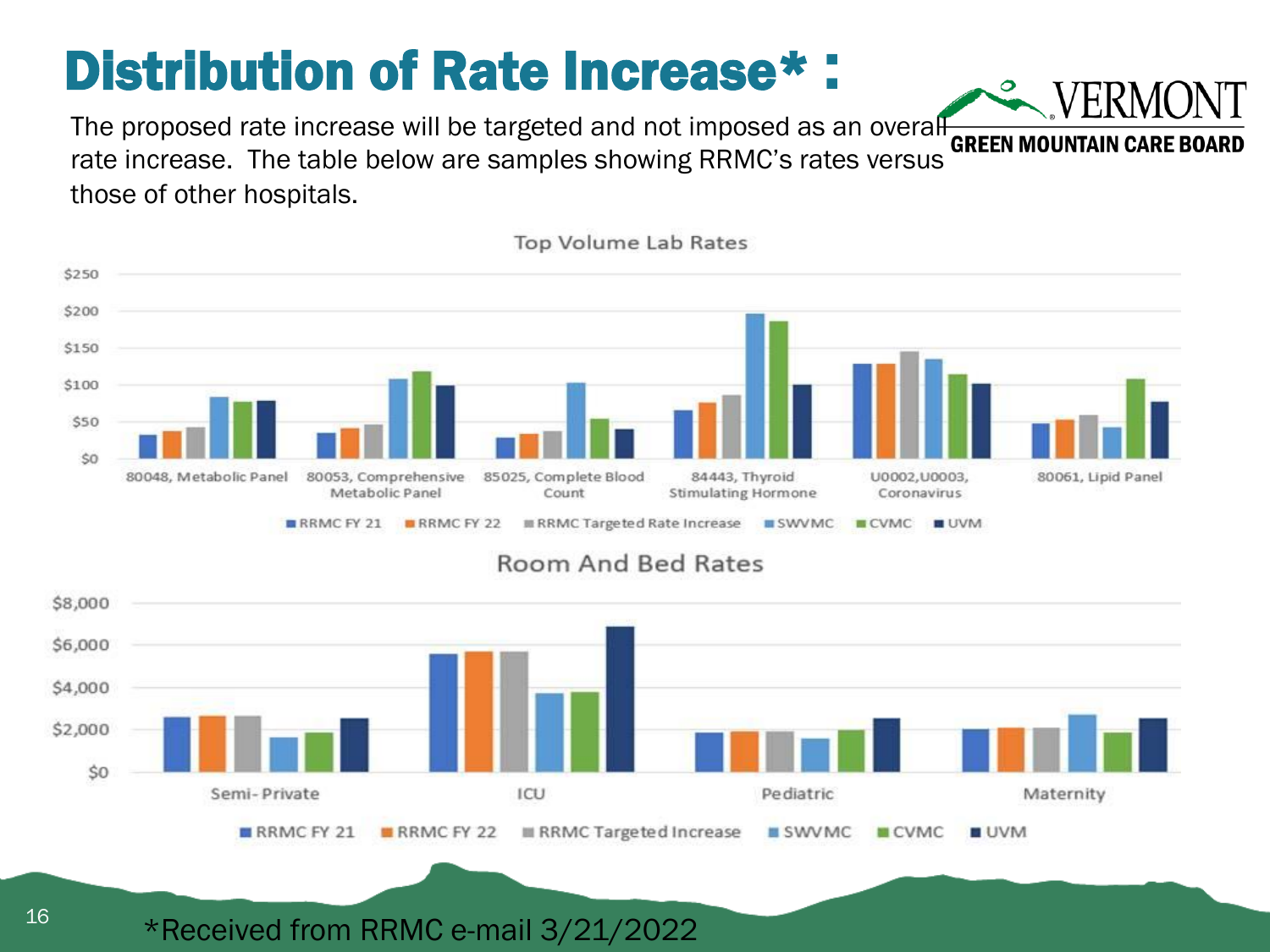# Distribution of Rate Increase* :

The proposed rate increase will be targeted and not imposed as an overall rate increase. The table below are samples showing RRMC's rates versus those of other hospitals.

**Top Volume Lab Rates**

$250, $200, $150, $100, $50, $0

80048, Metabolic Panel | 80053, Comprehensive Metabolic Panel | 85025, Complete Blood Count | 84443, Thyroid Stimulating Hormone | U0002,U0003, Coronavirus | 80061, Lipid Panel

RRMC FY 21 | RRMC FY 22 | RRMC Targeted Rate Increase | SWVMC | CVMC | UVM

**Room And Bed Rates**

$8,000, $6,000, $4,000, $2,000, $0

Semi-Private | ICU | Pediatric | Maternity

RRMC FY 21 | RRMC FY 22 | RRMC Targeted Increase | SWVMC | CVMC | UVM

*Received from RRMC e-mail 3/21/2022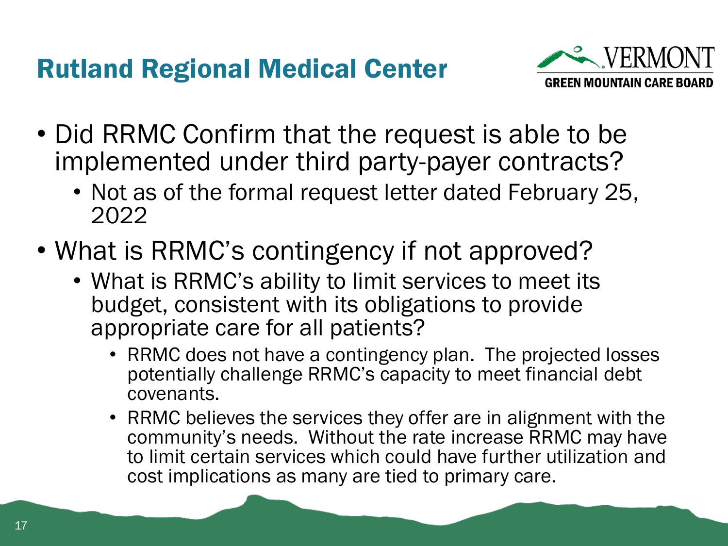# Rutland Regional Medical Center

- Did RRMC Confirm that the request is able to be implemented under third party-payer contracts?
  - Not as of the formal request letter dated February 25, 2022
- What is RRMC's contingency if not approved?
  - What is RRMC's ability to limit services to meet its budget, consistent with its obligations to provide appropriate care for all patients?
    - RRMC does not have a contingency plan. The projected losses potentially challenge RRMC's capacity to meet financial debt covenants.
    - RRMC believes the services they offer are in alignment with the community's needs. Without the rate increase RRMC may have to limit certain services which could have further utilization and cost implications as many are tied to primary care.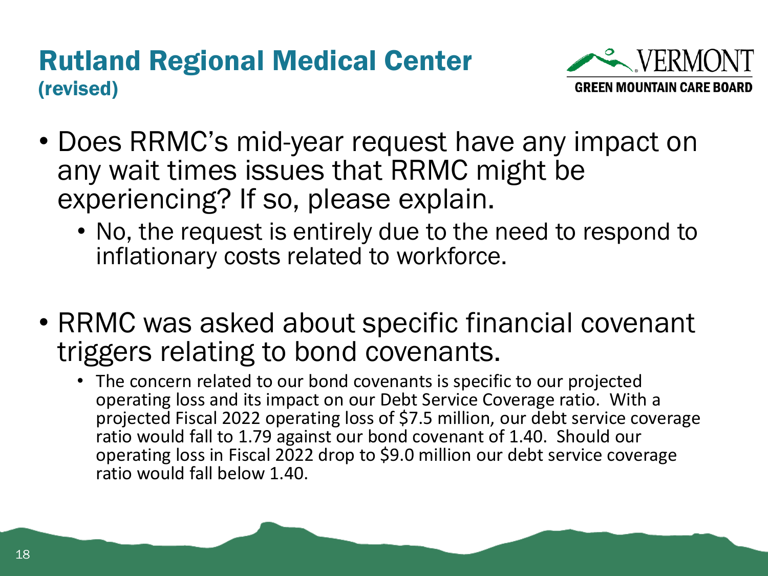# Rutland Regional Medical Center
**(revised)**

- Does RRMC's mid-year request have any impact on any wait times issues that RRMC might be experiencing? If so, please explain.
  - No, the request is entirely due to the need to respond to inflationary costs related to workforce.

- RRMC was asked about specific financial covenant triggers relating to bond covenants.
  - The concern related to our bond covenants is specific to our projected operating loss and its impact on our Debt Service Coverage ratio. With a projected Fiscal 2022 operating loss of $7.5 million, our debt service coverage ratio would fall to 1.79 against our bond covenant of 1.40. Should our operating loss in Fiscal 2022 drop to $9.0 million our debt service coverage ratio would fall below 1.40.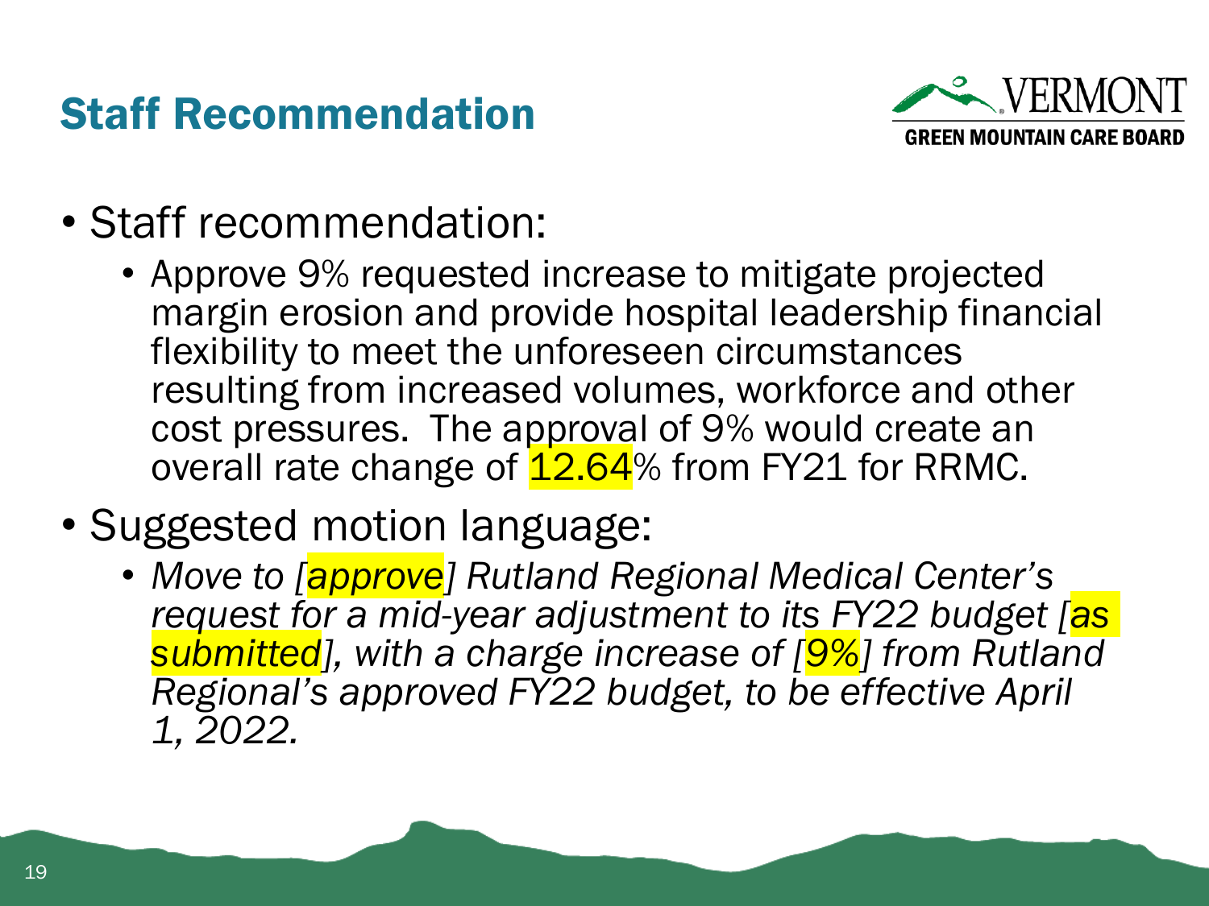## Staff Recommendation

VERMONT
GREEN MOUNTAIN CARE BOARD

- Staff recommendation:
  - Approve 9% requested increase to mitigate projected margin erosion and provide hospital leadership financial flexibility to meet the unforeseen circumstances resulting from increased volumes, workforce and other cost pressures. The approval of 9% would create an overall rate change of 12.64% from FY21 for RRMC.
- Suggested motion language:
  - *Move to [approve] Rutland Regional Medical Center's request for a mid-year adjustment to its FY22 budget [as submitted], with a charge increase of [9%] from Rutland Regional's approved FY22 budget, to be effective April 1, 2022.*